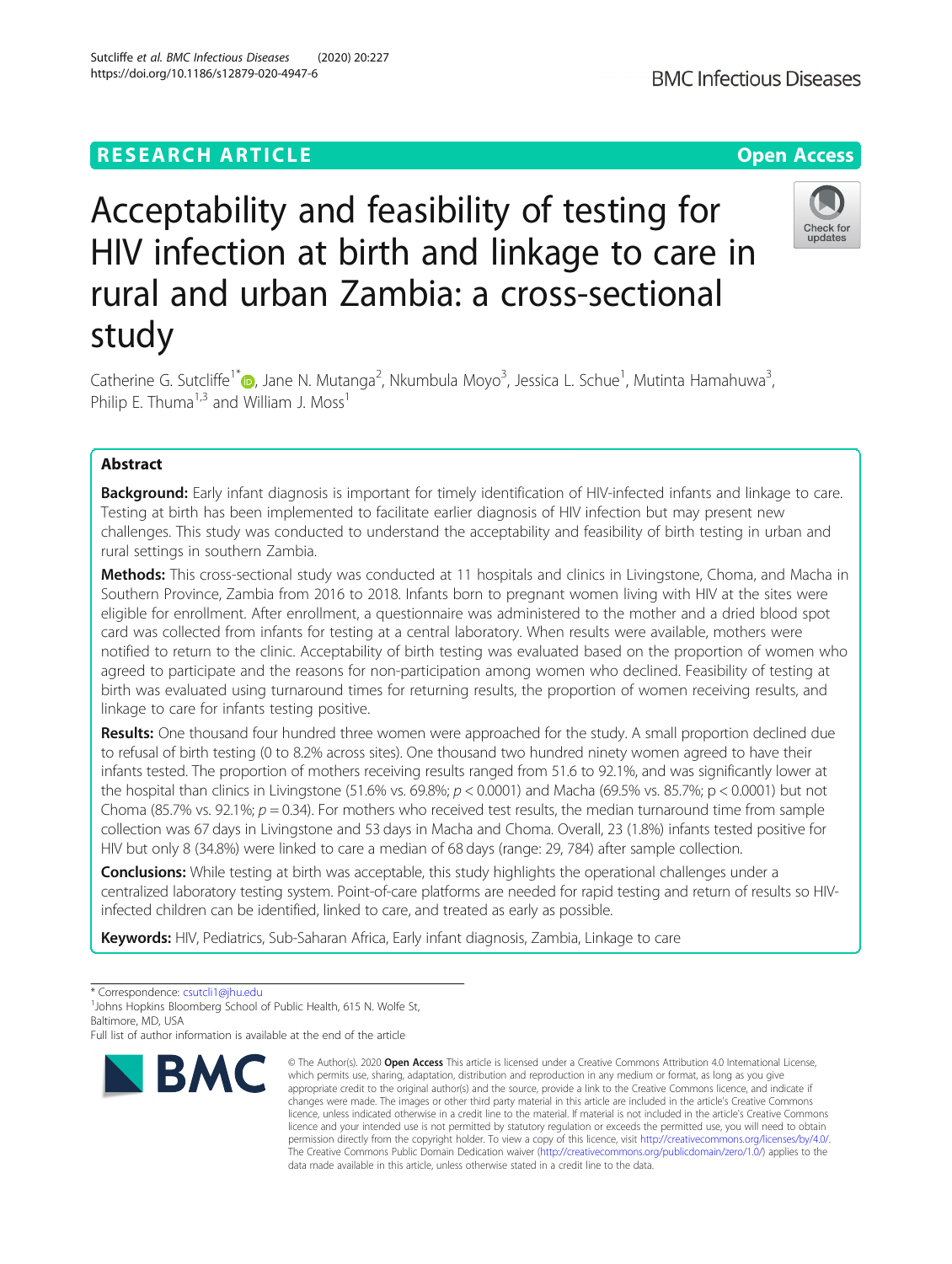RESEARCH ARTICLE

Open Access

# Acceptability and feasibility of testing for HIV infection at birth and linkage to care in rural and urban Zambia: a cross-sectional study

Catherine G. Sutcliffe[1*], Jane N. Mutanga[2], Nkumbula Moyo[3], Jessica L. Schue[1], Mutinta Hamahuwa[3], Philip E. Thuma[1,3] and William J. Moss[1]

## Abstract

**Background:** Early infant diagnosis is important for timely identification of HIV-infected infants and linkage to care. Testing at birth has been implemented to facilitate earlier diagnosis of HIV infection but may present new challenges. This study was conducted to understand the acceptability and feasibility of birth testing in urban and rural settings in southern Zambia.

**Methods:** This cross-sectional study was conducted at 11 hospitals and clinics in Livingstone, Choma, and Macha in Southern Province, Zambia from 2016 to 2018. Infants born to pregnant women living with HIV at the sites were eligible for enrollment. After enrollment, a questionnaire was administered to the mother and a dried blood spot card was collected from infants for testing at a central laboratory. When results were available, mothers were notified to return to the clinic. Acceptability of birth testing was evaluated based on the proportion of women who agreed to participate and the reasons for non-participation among women who declined. Feasibility of testing at birth was evaluated using turnaround times for returning results, the proportion of women receiving results, and linkage to care for infants testing positive.

**Results:** One thousand four hundred three women were approached for the study. A small proportion declined due to refusal of birth testing (0 to 8.2% across sites). One thousand two hundred ninety women agreed to have their infants tested. The proportion of mothers receiving results ranged from 51.6 to 92.1%, and was significantly lower at the hospital than clinics in Livingstone (51.6% vs. 69.8%; $p < 0.0001$) and Macha (69.5% vs. 85.7%; $p < 0.0001$) but not Choma (85.7% vs. 92.1%; $p = 0.34$). For mothers who received test results, the median turnaround time from sample collection was 67 days in Livingstone and 53 days in Macha and Choma. Overall, 23 (1.8%) infants tested positive for HIV but only 8 (34.8%) were linked to care a median of 68 days (range: 29, 784) after sample collection.

**Conclusions:** While testing at birth was acceptable, this study highlights the operational challenges under a centralized laboratory testing system. Point-of-care platforms are needed for rapid testing and return of results so HIV-infected children can be identified, linked to care, and treated as early as possible.

**Keywords:** HIV, Pediatrics, Sub-Saharan Africa, Early infant diagnosis, Zambia, Linkage to care

---

* Correspondence: csutcli1@jhu.edu
[1]Johns Hopkins Bloomberg School of Public Health, 615 N. Wolfe St, Baltimore, MD, USA
Full list of author information is available at the end of the article

© The Author(s). 2020 **Open Access** This article is licensed under a Creative Commons Attribution 4.0 International License, which permits use, sharing, adaptation, distribution and reproduction in any medium or format, as long as you give appropriate credit to the original author(s) and the source, provide a link to the Creative Commons licence, and indicate if changes were made. The images or other third party material in this article are included in the article's Creative Commons licence, unless indicated otherwise in a credit line to the material. If material is not included in the article's Creative Commons licence and your intended use is not permitted by statutory regulation or exceeds the permitted use, you will need to obtain permission directly from the copyright holder. To view a copy of this licence, visit http://creativecommons.org/licenses/by/4.0/. The Creative Commons Public Domain Dedication waiver (http://creativecommons.org/publicdomain/zero/1.0/) applies to the data made available in this article, unless otherwise stated in a credit line to the data.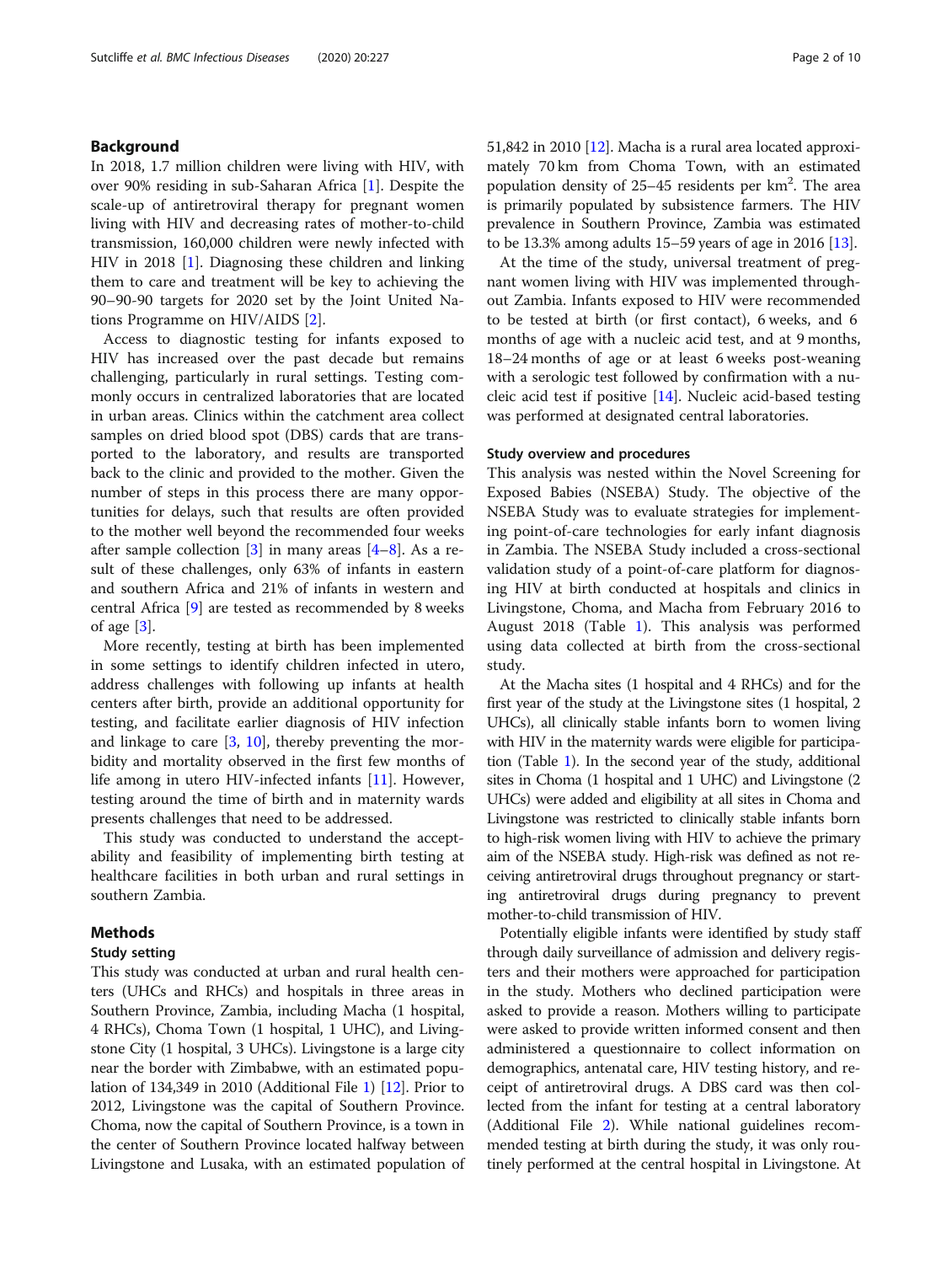## Background

In 2018, 1.7 million children were living with HIV, with over 90% residing in sub-Saharan Africa [1]. Despite the scale-up of antiretroviral therapy for pregnant women living with HIV and decreasing rates of mother-to-child transmission, 160,000 children were newly infected with HIV in 2018 [1]. Diagnosing these children and linking them to care and treatment will be key to achieving the 90–90-90 targets for 2020 set by the Joint United Nations Programme on HIV/AIDS [2].

Access to diagnostic testing for infants exposed to HIV has increased over the past decade but remains challenging, particularly in rural settings. Testing commonly occurs in centralized laboratories that are located in urban areas. Clinics within the catchment area collect samples on dried blood spot (DBS) cards that are transported to the laboratory, and results are transported back to the clinic and provided to the mother. Given the number of steps in this process there are many opportunities for delays, such that results are often provided to the mother well beyond the recommended four weeks after sample collection [3] in many areas [4–8]. As a result of these challenges, only 63% of infants in eastern and southern Africa and 21% of infants in western and central Africa [9] are tested as recommended by 8 weeks of age [3].

More recently, testing at birth has been implemented in some settings to identify children infected in utero, address challenges with following up infants at health centers after birth, provide an additional opportunity for testing, and facilitate earlier diagnosis of HIV infection and linkage to care [3, 10], thereby preventing the morbidity and mortality observed in the first few months of life among in utero HIV-infected infants [11]. However, testing around the time of birth and in maternity wards presents challenges that need to be addressed.

This study was conducted to understand the acceptability and feasibility of implementing birth testing at healthcare facilities in both urban and rural settings in southern Zambia.

## Methods

### Study setting

This study was conducted at urban and rural health centers (UHCs and RHCs) and hospitals in three areas in Southern Province, Zambia, including Macha (1 hospital, 4 RHCs), Choma Town (1 hospital, 1 UHC), and Livingstone City (1 hospital, 3 UHCs). Livingstone is a large city near the border with Zimbabwe, with an estimated population of 134,349 in 2010 (Additional File 1) [12]. Prior to 2012, Livingstone was the capital of Southern Province. Choma, now the capital of Southern Province, is a town in the center of Southern Province located halfway between Livingstone and Lusaka, with an estimated population of 51,842 in 2010 [12]. Macha is a rural area located approximately 70 km from Choma Town, with an estimated population density of 25–45 residents per km$^2$. The area is primarily populated by subsistence farmers. The HIV prevalence in Southern Province, Zambia was estimated to be 13.3% among adults 15–59 years of age in 2016 [13].

At the time of the study, universal treatment of pregnant women living with HIV was implemented throughout Zambia. Infants exposed to HIV were recommended to be tested at birth (or first contact), 6 weeks, and 6 months of age with a nucleic acid test, and at 9 months, 18–24 months of age or at least 6 weeks post-weaning with a serologic test followed by confirmation with a nucleic acid test if positive [14]. Nucleic acid-based testing was performed at designated central laboratories.

### Study overview and procedures

This analysis was nested within the Novel Screening for Exposed Babies (NSEBA) Study. The objective of the NSEBA Study was to evaluate strategies for implementing point-of-care technologies for early infant diagnosis in Zambia. The NSEBA Study included a cross-sectional validation study of a point-of-care platform for diagnosing HIV at birth conducted at hospitals and clinics in Livingstone, Choma, and Macha from February 2016 to August 2018 (Table 1). This analysis was performed using data collected at birth from the cross-sectional study.

At the Macha sites (1 hospital and 4 RHCs) and for the first year of the study at the Livingstone sites (1 hospital, 2 UHCs), all clinically stable infants born to women living with HIV in the maternity wards were eligible for participation (Table 1). In the second year of the study, additional sites in Choma (1 hospital and 1 UHC) and Livingstone (2 UHCs) were added and eligibility at all sites in Choma and Livingstone was restricted to clinically stable infants born to high-risk women living with HIV to achieve the primary aim of the NSEBA study. High-risk was defined as not receiving antiretroviral drugs throughout pregnancy or starting antiretroviral drugs during pregnancy to prevent mother-to-child transmission of HIV.

Potentially eligible infants were identified by study staff through daily surveillance of admission and delivery registers and their mothers were approached for participation in the study. Mothers who declined participation were asked to provide a reason. Mothers willing to participate were asked to provide written informed consent and then administered a questionnaire to collect information on demographics, antenatal care, HIV testing history, and receipt of antiretroviral drugs. A DBS card was then collected from the infant for testing at a central laboratory (Additional File 2). While national guidelines recommended testing at birth during the study, it was only routinely performed at the central hospital in Livingstone. At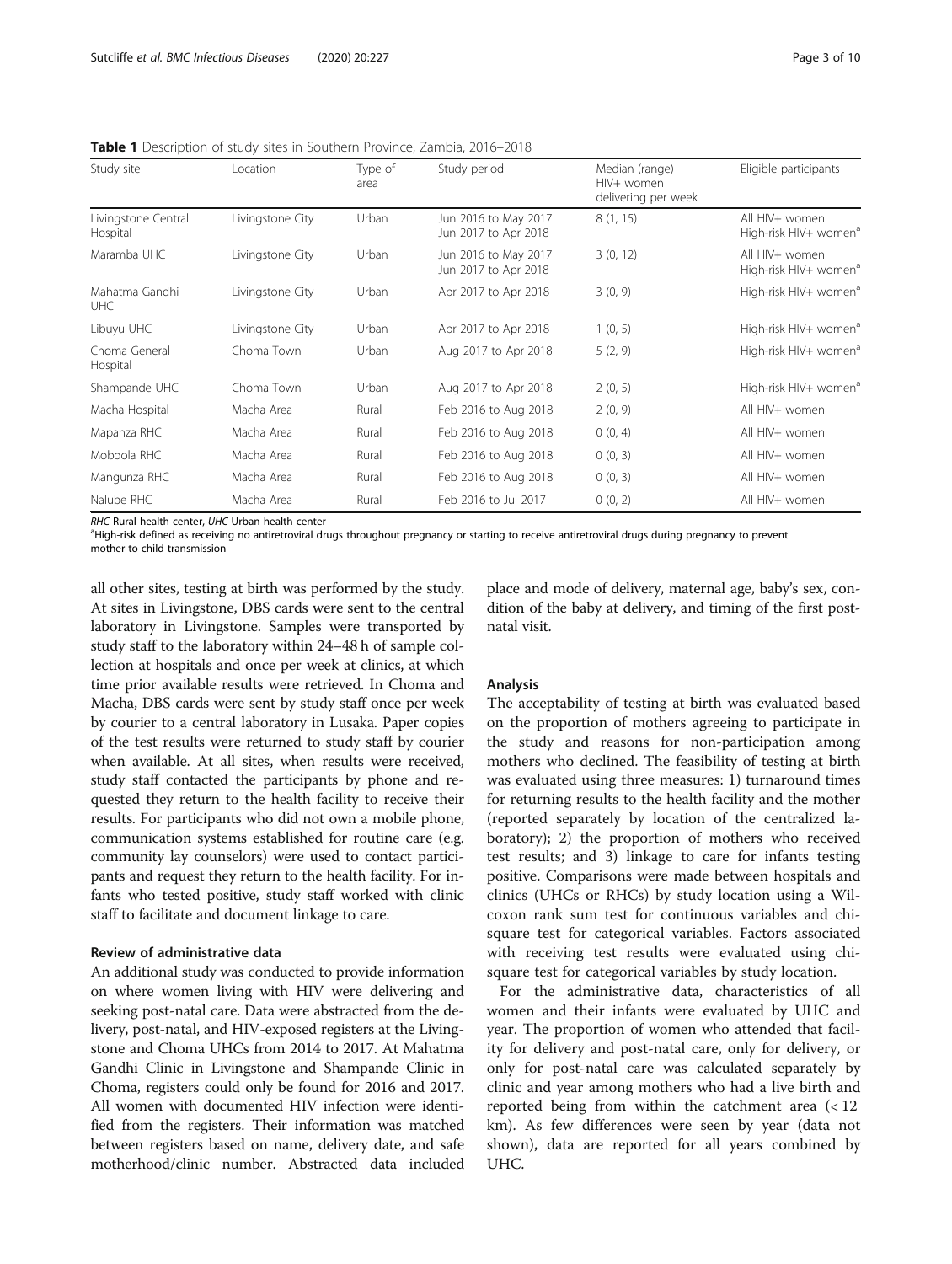**Table 1** Description of study sites in Southern Province, Zambia, 2016–2018

| Study site | Location | Type of area | Study period | Median (range) HIV+ women delivering per week | Eligible participants |
|---|---|---|---|---|---|
| Livingstone Central Hospital | Livingstone City | Urban | Jun 2016 to May 2017<br>Jun 2017 to Apr 2018 | 8 (1, 15) | All HIV+ women<br>High-risk HIV+ women[a] |
| Maramba UHC | Livingstone City | Urban | Jun 2016 to May 2017<br>Jun 2017 to Apr 2018 | 3 (0, 12) | All HIV+ women<br>High-risk HIV+ women[a] |
| Mahatma Gandhi UHC | Livingstone City | Urban | Apr 2017 to Apr 2018 | 3 (0, 9) | High-risk HIV+ women[a] |
| Libuyu UHC | Livingstone City | Urban | Apr 2017 to Apr 2018 | 1 (0, 5) | High-risk HIV+ women[a] |
| Choma General Hospital | Choma Town | Urban | Aug 2017 to Apr 2018 | 5 (2, 9) | High-risk HIV+ women[a] |
| Shampande UHC | Choma Town | Urban | Aug 2017 to Apr 2018 | 2 (0, 5) | High-risk HIV+ women[a] |
| Macha Hospital | Macha Area | Rural | Feb 2016 to Aug 2018 | 2 (0, 9) | All HIV+ women |
| Mapanza RHC | Macha Area | Rural | Feb 2016 to Aug 2018 | 0 (0, 4) | All HIV+ women |
| Moboola RHC | Macha Area | Rural | Feb 2016 to Aug 2018 | 0 (0, 3) | All HIV+ women |
| Mangunza RHC | Macha Area | Rural | Feb 2016 to Aug 2018 | 0 (0, 3) | All HIV+ women |
| Nalube RHC | Macha Area | Rural | Feb 2016 to Jul 2017 | 0 (0, 2) | All HIV+ women |

*RHC* Rural health center, *UHC* Urban health center

[a]High-risk defined as receiving no antiretroviral drugs throughout pregnancy or starting to receive antiretroviral drugs during pregnancy to prevent mother-to-child transmission

all other sites, testing at birth was performed by the study. At sites in Livingstone, DBS cards were sent to the central laboratory in Livingstone. Samples were transported by study staff to the laboratory within 24–48 h of sample collection at hospitals and once per week at clinics, at which time prior available results were retrieved. In Choma and Macha, DBS cards were sent by study staff once per week by courier to a central laboratory in Lusaka. Paper copies of the test results were returned to study staff by courier when available. At all sites, when results were received, study staff contacted the participants by phone and requested they return to the health facility to receive their results. For participants who did not own a mobile phone, communication systems established for routine care (e.g. community lay counselors) were used to contact participants and request they return to the health facility. For infants who tested positive, study staff worked with clinic staff to facilitate and document linkage to care.

### Review of administrative data

An additional study was conducted to provide information on where women living with HIV were delivering and seeking post-natal care. Data were abstracted from the delivery, post-natal, and HIV-exposed registers at the Livingstone and Choma UHCs from 2014 to 2017. At Mahatma Gandhi Clinic in Livingstone and Shampande Clinic in Choma, registers could only be found for 2016 and 2017. All women with documented HIV infection were identified from the registers. Their information was matched between registers based on name, delivery date, and safe motherhood/clinic number. Abstracted data included place and mode of delivery, maternal age, baby's sex, condition of the baby at delivery, and timing of the first post-natal visit.

### Analysis

The acceptability of testing at birth was evaluated based on the proportion of mothers agreeing to participate in the study and reasons for non-participation among mothers who declined. The feasibility of testing at birth was evaluated using three measures: 1) turnaround times for returning results to the health facility and the mother (reported separately by location of the centralized laboratory); 2) the proportion of mothers who received test results; and 3) linkage to care for infants testing positive. Comparisons were made between hospitals and clinics (UHCs or RHCs) by study location using a Wilcoxon rank sum test for continuous variables and chi-square test for categorical variables. Factors associated with receiving test results were evaluated using chi-square test for categorical variables by study location.

For the administrative data, characteristics of all women and their infants were evaluated by UHC and year. The proportion of women who attended that facility for delivery and post-natal care, only for delivery, or only for post-natal care was calculated separately by clinic and year among mothers who had a live birth and reported being from within the catchment area (< 12 km). As few differences were seen by year (data not shown), data are reported for all years combined by UHC.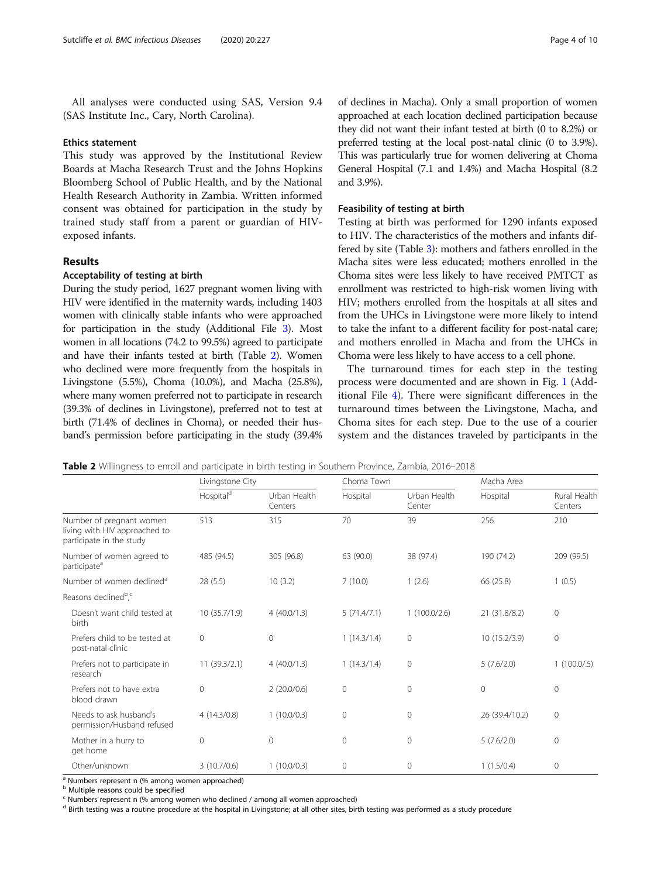All analyses were conducted using SAS, Version 9.4 (SAS Institute Inc., Cary, North Carolina).

### Ethics statement

This study was approved by the Institutional Review Boards at Macha Research Trust and the Johns Hopkins Bloomberg School of Public Health, and by the National Health Research Authority in Zambia. Written informed consent was obtained for participation in the study by trained study staff from a parent or guardian of HIV-exposed infants.

## Results

### Acceptability of testing at birth

During the study period, 1627 pregnant women living with HIV were identified in the maternity wards, including 1403 women with clinically stable infants who were approached for participation in the study (Additional File 3). Most women in all locations (74.2 to 99.5%) agreed to participate and have their infants tested at birth (Table 2). Women who declined were more frequently from the hospitals in Livingstone (5.5%), Choma (10.0%), and Macha (25.8%), where many women preferred not to participate in research (39.3% of declines in Livingstone), preferred not to test at birth (71.4% of declines in Choma), or needed their husband's permission before participating in the study (39.4% of declines in Macha). Only a small proportion of women approached at each location declined participation because they did not want their infant tested at birth (0 to 8.2%) or preferred testing at the local post-natal clinic (0 to 3.9%). This was particularly true for women delivering at Choma General Hospital (7.1 and 1.4%) and Macha Hospital (8.2 and 3.9%).

### Feasibility of testing at birth

Testing at birth was performed for 1290 infants exposed to HIV. The characteristics of the mothers and infants differed by site (Table 3): mothers and fathers enrolled in the Macha sites were less educated; mothers enrolled in the Choma sites were less likely to have received PMTCT as enrollment was restricted to high-risk women living with HIV; mothers enrolled from the hospitals at all sites and from the UHCs in Livingstone were more likely to intend to take the infant to a different facility for post-natal care; and mothers enrolled in Macha and from the UHCs in Choma were less likely to have access to a cell phone.

The turnaround times for each step in the testing process were documented and are shown in Fig. 1 (Additional File 4). There were significant differences in the turnaround times between the Livingstone, Macha, and Choma sites for each step. Due to the use of a courier system and the distances traveled by participants in the

**Table 2** Willingness to enroll and participate in birth testing in Southern Province, Zambia, 2016–2018

| | Livingstone City | | Choma Town | | Macha Area | |
|---|---|---|---|---|---|---|
| | Hospital[d] | Urban Health Centers | Hospital | Urban Health Center | Hospital | Rural Health Centers |
| Number of pregnant women living with HIV approached to participate in the study | 513 | 315 | 70 | 39 | 256 | 210 |
| Number of women agreed to participate[a] | 485 (94.5) | 305 (96.8) | 63 (90.0) | 38 (97.4) | 190 (74.2) | 209 (99.5) |
| Number of women declined[a] | 28 (5.5) | 10 (3.2) | 7 (10.0) | 1 (2.6) | 66 (25.8) | 1 (0.5) |
| Reasons declined[b,c] | | | | | | |
| Doesn't want child tested at birth | 10 (35.7/1.9) | 4 (40.0/1.3) | 5 (71.4/7.1) | 1 (100.0/2.6) | 21 (31.8/8.2) | 0 |
| Prefers child to be tested at post-natal clinic | 0 | 0 | 1 (14.3/1.4) | 0 | 10 (15.2/3.9) | 0 |
| Prefers not to participate in research | 11 (39.3/2.1) | 4 (40.0/1.3) | 1 (14.3/1.4) | 0 | 5 (7.6/2.0) | 1 (100.0/.5) |
| Prefers not to have extra blood drawn | 0 | 2 (20.0/0.6) | 0 | 0 | 0 | 0 |
| Needs to ask husband's permission/Husband refused | 4 (14.3/0.8) | 1 (10.0/0.3) | 0 | 0 | 26 (39.4/10.2) | 0 |
| Mother in a hurry to get home | 0 | 0 | 0 | 0 | 5 (7.6/2.0) | 0 |
| Other/unknown | 3 (10.7/0.6) | 1 (10.0/0.3) | 0 | 0 | 1 (1.5/0.4) | 0 |

[a] Numbers represent n (% among women approached)
[b] Multiple reasons could be specified
[c] Numbers represent n (% among women who declined / among all women approached)
[d] Birth testing was a routine procedure at the hospital in Livingstone; at all other sites, birth testing was performed as a study procedure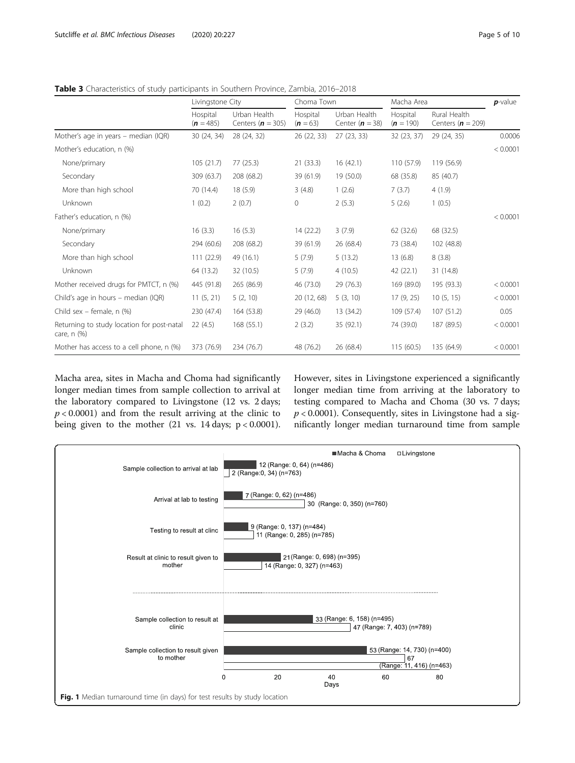**Table 3** Characteristics of study participants in Southern Province, Zambia, 2016–2018

| | Livingstone City | | Choma Town | | Macha Area | | *p*-value |
|---|---|---|---|---|---|---|---|
| | Hospital (*n* = 485) | Urban Health Centers (*n* = 305) | Hospital (*n* = 63) | Urban Health Center (*n* = 38) | Hospital (*n* = 190) | Rural Health Centers (*n* = 209) | |
| Mother's age in years – median (IQR) | 30 (24, 34) | 28 (24, 32) | 26 (22, 33) | 27 (23, 33) | 32 (23, 37) | 29 (24, 35) | 0.0006 |
| Mother's education, n (%) | | | | | | | < 0.0001 |
| None/primary | 105 (21.7) | 77 (25.3) | 21 (33.3) | 16 (42.1) | 110 (57.9) | 119 (56.9) | |
| Secondary | 309 (63.7) | 208 (68.2) | 39 (61.9) | 19 (50.0) | 68 (35.8) | 85 (40.7) | |
| More than high school | 70 (14.4) | 18 (5.9) | 3 (4.8) | 1 (2.6) | 7 (3.7) | 4 (1.9) | |
| Unknown | 1 (0.2) | 2 (0.7) | 0 | 2 (5.3) | 5 (2.6) | 1 (0.5) | |
| Father's education, n (%) | | | | | | | < 0.0001 |
| None/primary | 16 (3.3) | 16 (5.3) | 14 (22.2) | 3 (7.9) | 62 (32.6) | 68 (32.5) | |
| Secondary | 294 (60.6) | 208 (68.2) | 39 (61.9) | 26 (68.4) | 73 (38.4) | 102 (48.8) | |
| More than high school | 111 (22.9) | 49 (16.1) | 5 (7.9) | 5 (13.2) | 13 (6.8) | 8 (3.8) | |
| Unknown | 64 (13.2) | 32 (10.5) | 5 (7.9) | 4 (10.5) | 42 (22.1) | 31 (14.8) | |
| Mother received drugs for PMTCT, n (%) | 445 (91.8) | 265 (86.9) | 46 (73.0) | 29 (76.3) | 169 (89.0) | 195 (93.3) | < 0.0001 |
| Child's age in hours – median (IQR) | 11 (5, 21) | 5 (2, 10) | 20 (12, 68) | 5 (3, 10) | 17 (9, 25) | 10 (5, 15) | < 0.0001 |
| Child sex – female, n (%) | 230 (47.4) | 164 (53.8) | 29 (46.0) | 13 (34.2) | 109 (57.4) | 107 (51.2) | 0.05 |
| Returning to study location for post-natal care, n (%) | 22 (4.5) | 168 (55.1) | 2 (3.2) | 35 (92.1) | 74 (39.0) | 187 (89.5) | < 0.0001 |
| Mother has access to a cell phone, n (%) | 373 (76.9) | 234 (76.7) | 48 (76.2) | 26 (68.4) | 115 (60.5) | 135 (64.9) | < 0.0001 |

Macha area, sites in Macha and Choma had significantly longer median times from sample collection to arrival at the laboratory compared to Livingstone (12 vs. 2 days; $p < 0.0001$) and from the result arriving at the clinic to being given to the mother (21 vs. 14 days; $p < 0.0001$). However, sites in Livingstone experienced a significantly longer median time from arriving at the laboratory to testing compared to Macha and Choma (30 vs. 7 days; $p < 0.0001$). Consequently, sites in Livingstone had a significantly longer median turnaround time from sample

**Fig. 1** Median turnaround time (in days) for test results by study location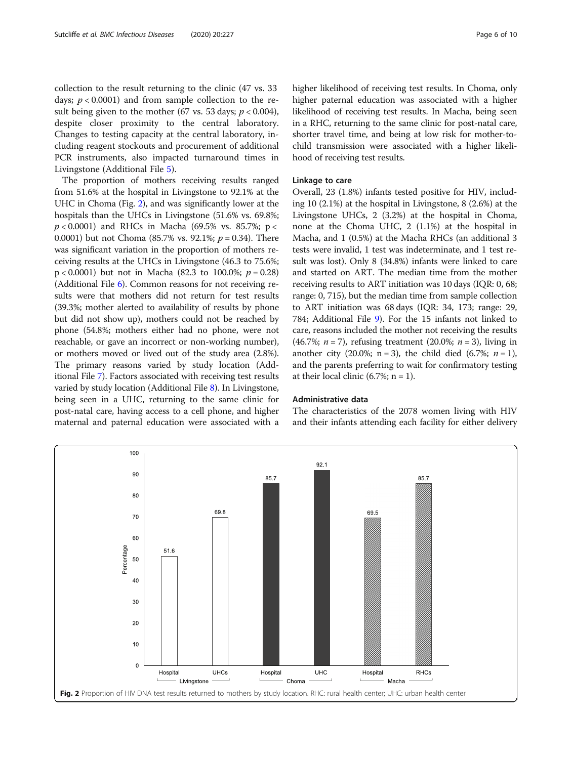collection to the result returning to the clinic (47 vs. 33 days; $p < 0.0001$) and from sample collection to the result being given to the mother (67 vs. 53 days; $p < 0.004$), despite closer proximity to the central laboratory. Changes to testing capacity at the central laboratory, including reagent stockouts and procurement of additional PCR instruments, also impacted turnaround times in Livingstone (Additional File 5).

The proportion of mothers receiving results ranged from 51.6% at the hospital in Livingstone to 92.1% at the UHC in Choma (Fig. 2), and was significantly lower at the hospitals than the UHCs in Livingstone (51.6% vs. 69.8%; $p < 0.0001$) and RHCs in Macha (69.5% vs. 85.7%; $p < 0.0001$) but not Choma (85.7% vs. 92.1%; $p = 0.34$). There was significant variation in the proportion of mothers receiving results at the UHCs in Livingstone (46.3 to 75.6%; $p < 0.0001$) but not in Macha (82.3 to 100.0%; $p = 0.28$) (Additional File 6). Common reasons for not receiving results were that mothers did not return for test results (39.3%; mother alerted to availability of results by phone but did not show up), mothers could not be reached by phone (54.8%; mothers either had no phone, were not reachable, or gave an incorrect or non-working number), or mothers moved or lived out of the study area (2.8%). The primary reasons varied by study location (Additional File 7). Factors associated with receiving test results varied by study location (Additional File 8). In Livingstone, being seen in a UHC, returning to the same clinic for post-natal care, having access to a cell phone, and higher maternal and paternal education were associated with a higher likelihood of receiving test results. In Choma, only higher paternal education was associated with a higher likelihood of receiving test results. In Macha, being seen in a RHC, returning to the same clinic for post-natal care, shorter travel time, and being at low risk for mother-to-child transmission were associated with a higher likelihood of receiving test results.

### Linkage to care

Overall, 23 (1.8%) infants tested positive for HIV, including 10 (2.1%) at the hospital in Livingstone, 8 (2.6%) at the Livingstone UHCs, 2 (3.2%) at the hospital in Choma, none at the Choma UHC, 2 (1.1%) at the hospital in Macha, and 1 (0.5%) at the Macha RHCs (an additional 3 tests were invalid, 1 test was indeterminate, and 1 test result was lost). Only 8 (34.8%) infants were linked to care and started on ART. The median time from the mother receiving results to ART initiation was 10 days (IQR: 0, 68; range: 0, 715), but the median time from sample collection to ART initiation was 68 days (IQR: 34, 173; range: 29, 784; Additional File 9). For the 15 infants not linked to care, reasons included the mother not receiving the results (46.7%; $n = 7$), refusing treatment (20.0%; $n = 3$), living in another city (20.0%; $n = 3$), the child died (6.7%; $n = 1$), and the parents preferring to wait for confirmatory testing at their local clinic (6.7%; $n = 1$).

### Administrative data

The characteristics of the 2078 women living with HIV and their infants attending each facility for either delivery

Fig. 2 Proportion of HIV DNA test results returned to mothers by study location. RHC: rural health center; UHC: urban health center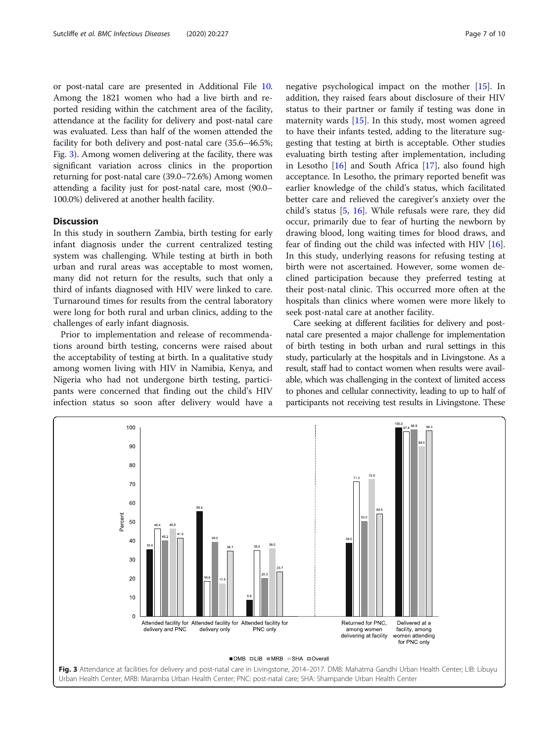or post-natal care are presented in Additional File 10. Among the 1821 women who had a live birth and reported residing within the catchment area of the facility, attendance at the facility for delivery and post-natal care was evaluated. Less than half of the women attended the facility for both delivery and post-natal care (35.6–46.5%; Fig. 3). Among women delivering at the facility, there was significant variation across clinics in the proportion returning for post-natal care (39.0–72.6%) Among women attending a facility just for post-natal care, most (90.0–100.0%) delivered at another health facility.

## Discussion

In this study in southern Zambia, birth testing for early infant diagnosis under the current centralized testing system was challenging. While testing at birth in both urban and rural areas was acceptable to most women, many did not return for the results, such that only a third of infants diagnosed with HIV were linked to care. Turnaround times for results from the central laboratory were long for both rural and urban clinics, adding to the challenges of early infant diagnosis.

Prior to implementation and release of recommendations around birth testing, concerns were raised about the acceptability of testing at birth. In a qualitative study among women living with HIV in Namibia, Kenya, and Nigeria who had not undergone birth testing, participants were concerned that finding out the child's HIV infection status so soon after delivery would have a negative psychological impact on the mother [15]. In addition, they raised fears about disclosure of their HIV status to their partner or family if testing was done in maternity wards [15]. In this study, most women agreed to have their infants tested, adding to the literature suggesting that testing at birth is acceptable. Other studies evaluating birth testing after implementation, including in Lesotho [16] and South Africa [17], also found high acceptance. In Lesotho, the primary reported benefit was earlier knowledge of the child's status, which facilitated better care and relieved the caregiver's anxiety over the child's status [5, 16]. While refusals were rare, they did occur, primarily due to fear of hurting the newborn by drawing blood, long waiting times for blood draws, and fear of finding out the child was infected with HIV [16]. In this study, underlying reasons for refusing testing at birth were not ascertained. However, some women declined participation because they preferred testing at their post-natal clinic. This occurred more often at the hospitals than clinics where women were more likely to seek post-natal care at another facility.

Care seeking at different facilities for delivery and post-natal care presented a major challenge for implementation of birth testing in both urban and rural settings in this study, particularly at the hospitals and in Livingstone. As a result, staff had to contact women when results were available, which was challenging in the context of limited access to phones and cellular connectivity, leading to up to half of participants not receiving test results in Livingstone. These

| | DMB | LIB | MRB | SHA | Overall |
|---|---|---|---|---|---|
| Attended facility for delivery and PNC | 35.6 | 46.4 | 40.2 | 46.5 | 41.6 |
| Attended facility for delivery only | 55.6 | 18.6 | 39.5 | 17.5 | 34.7 |
| Attended facility for PNC only | 8.8 | 35.0 | 20.3 | 36.0 | 23.7 |
| Returned for PNC, among women delivering at facility | 39.0 | 71.3 | 50.5 | 72.6 | 54.5 |
| Delivered at a facility, among women attending for PNC only | 100.0 | 97.8 | 98.9 | 90.0 | 98.3 |

**Fig. 3** Attendance at facilities for delivery and post-natal care in Livingstone, 2014–2017. DMB: Mahatma Gandhi Urban Health Center; LIB: Libuyu Urban Health Center; MRB: Maramba Urban Health Center; PNC: post-natal care; SHA: Shampande Urban Health Center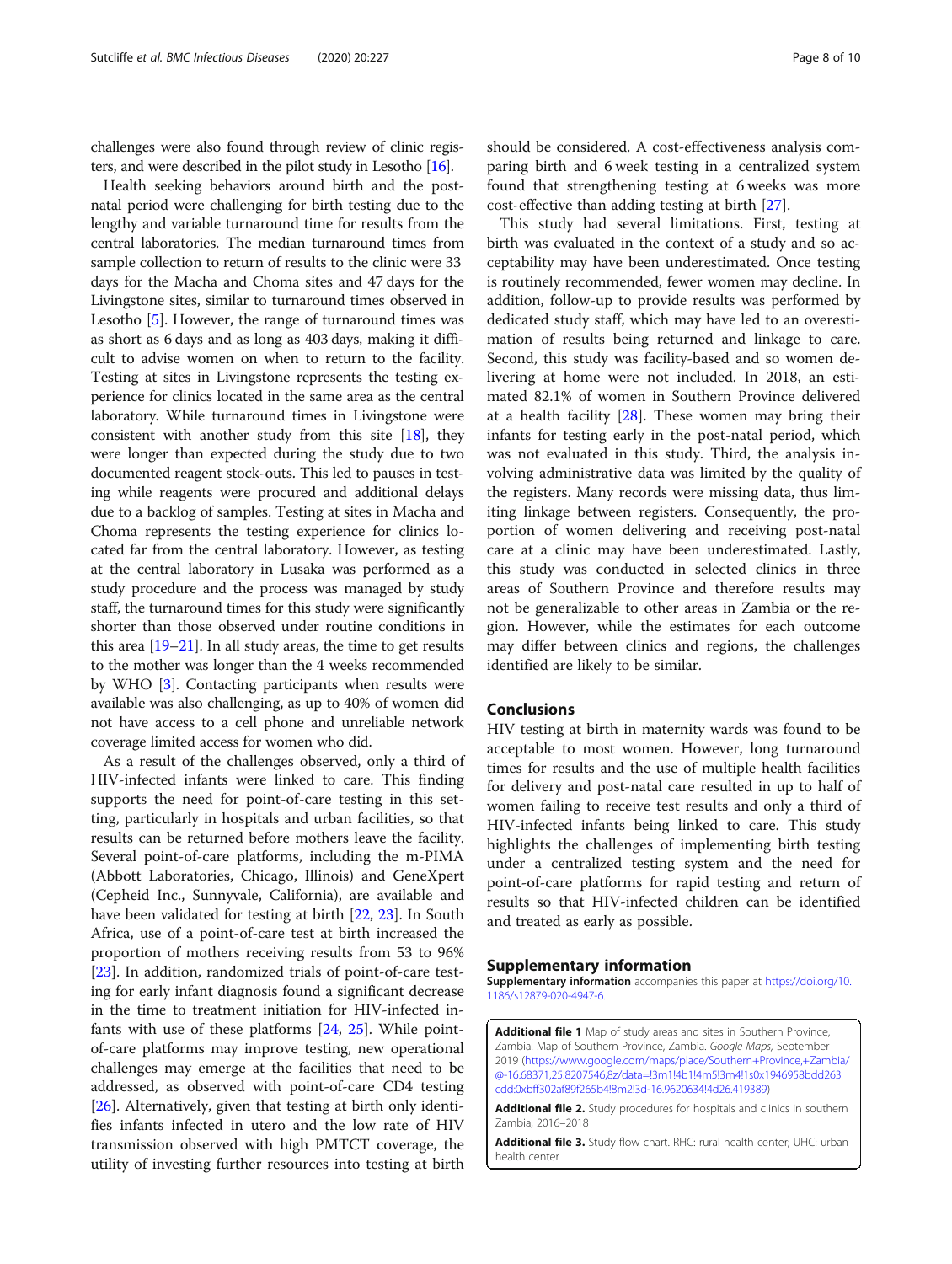challenges were also found through review of clinic registers, and were described in the pilot study in Lesotho [16].

Health seeking behaviors around birth and the post-natal period were challenging for birth testing due to the lengthy and variable turnaround time for results from the central laboratories. The median turnaround times from sample collection to return of results to the clinic were 33 days for the Macha and Choma sites and 47 days for the Livingstone sites, similar to turnaround times observed in Lesotho [5]. However, the range of turnaround times was as short as 6 days and as long as 403 days, making it difficult to advise women on when to return to the facility. Testing at sites in Livingstone represents the testing experience for clinics located in the same area as the central laboratory. While turnaround times in Livingstone were consistent with another study from this site [18], they were longer than expected during the study due to two documented reagent stock-outs. This led to pauses in testing while reagents were procured and additional delays due to a backlog of samples. Testing at sites in Macha and Choma represents the testing experience for clinics located far from the central laboratory. However, as testing at the central laboratory in Lusaka was performed as a study procedure and the process was managed by study staff, the turnaround times for this study were significantly shorter than those observed under routine conditions in this area [19–21]. In all study areas, the time to get results to the mother was longer than the 4 weeks recommended by WHO [3]. Contacting participants when results were available was also challenging, as up to 40% of women did not have access to a cell phone and unreliable network coverage limited access for women who did.

As a result of the challenges observed, only a third of HIV-infected infants were linked to care. This finding supports the need for point-of-care testing in this setting, particularly in hospitals and urban facilities, so that results can be returned before mothers leave the facility. Several point-of-care platforms, including the m-PIMA (Abbott Laboratories, Chicago, Illinois) and GeneXpert (Cepheid Inc., Sunnyvale, California), are available and have been validated for testing at birth [22, 23]. In South Africa, use of a point-of-care test at birth increased the proportion of mothers receiving results from 53 to 96% [23]. In addition, randomized trials of point-of-care testing for early infant diagnosis found a significant decrease in the time to treatment initiation for HIV-infected infants with use of these platforms [24, 25]. While point-of-care platforms may improve testing, new operational challenges may emerge at the facilities that need to be addressed, as observed with point-of-care CD4 testing [26]. Alternatively, given that testing at birth only identifies infants infected in utero and the low rate of HIV transmission observed with high PMTCT coverage, the utility of investing further resources into testing at birth should be considered. A cost-effectiveness analysis comparing birth and 6 week testing in a centralized system found that strengthening testing at 6 weeks was more cost-effective than adding testing at birth [27].

This study had several limitations. First, testing at birth was evaluated in the context of a study and so acceptability may have been underestimated. Once testing is routinely recommended, fewer women may decline. In addition, follow-up to provide results was performed by dedicated study staff, which may have led to an overestimation of results being returned and linkage to care. Second, this study was facility-based and so women delivering at home were not included. In 2018, an estimated 82.1% of women in Southern Province delivered at a health facility [28]. These women may bring their infants for testing early in the post-natal period, which was not evaluated in this study. Third, the analysis involving administrative data was limited by the quality of the registers. Many records were missing data, thus limiting linkage between registers. Consequently, the proportion of women delivering and receiving post-natal care at a clinic may have been underestimated. Lastly, this study was conducted in selected clinics in three areas of Southern Province and therefore results may not be generalizable to other areas in Zambia or the region. However, while the estimates for each outcome may differ between clinics and regions, the challenges identified are likely to be similar.

## Conclusions

HIV testing at birth in maternity wards was found to be acceptable to most women. However, long turnaround times for results and the use of multiple health facilities for delivery and post-natal care resulted in up to half of women failing to receive test results and only a third of HIV-infected infants being linked to care. This study highlights the challenges of implementing birth testing under a centralized testing system and the need for point-of-care platforms for rapid testing and return of results so that HIV-infected children can be identified and treated as early as possible.

## Supplementary information

**Supplementary information** accompanies this paper at https://doi.org/10.1186/s12879-020-4947-6.

**Additional file 1** Map of study areas and sites in Southern Province, Zambia. Map of Southern Province, Zambia. *Google Maps*, September 2019 (https://www.google.com/maps/place/Southern+Province,+Zambia/@-16.68371,25.8207546,8z/data=!3m1!4b1!4m5!3m4!1s0x1946958bdd263cdd:0xbff302af89f265b4!8m2!3d-16.9620634!4d26.419389)

**Additional file 2.** Study procedures for hospitals and clinics in southern Zambia, 2016–2018

**Additional file 3.** Study flow chart. RHC: rural health center; UHC: urban health center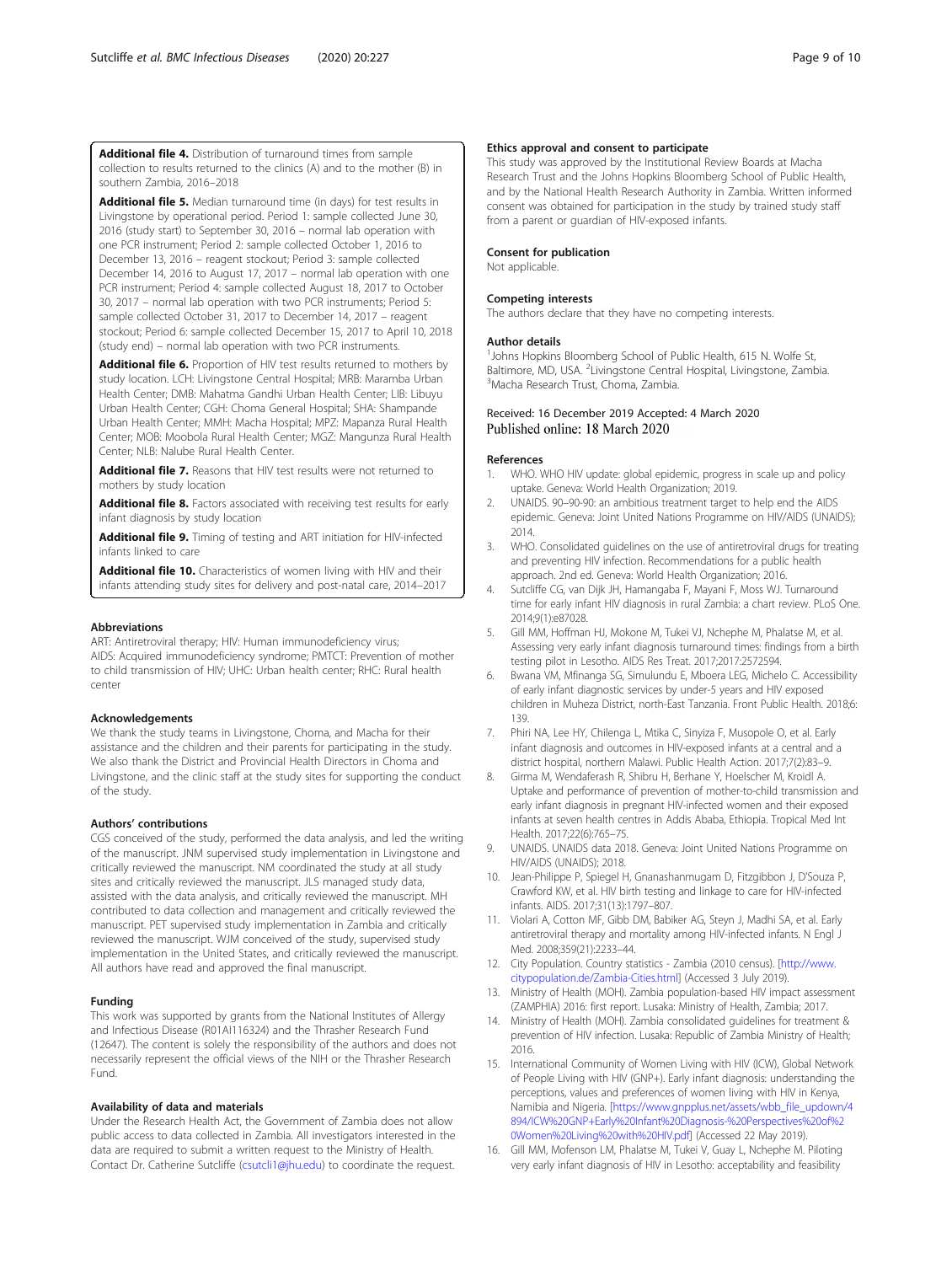**Additional file 4.** Distribution of turnaround times from sample collection to results returned to the clinics (A) and to the mother (B) in southern Zambia, 2016–2018

**Additional file 5.** Median turnaround time (in days) for test results in Livingstone by operational period. Period 1: sample collected June 30, 2016 (study start) to September 30, 2016 – normal lab operation with one PCR instrument; Period 2: sample collected October 1, 2016 to December 13, 2016 – reagent stockout; Period 3: sample collected December 14, 2016 to August 17, 2017 – normal lab operation with one PCR instrument; Period 4: sample collected August 18, 2017 to October 30, 2017 – normal lab operation with two PCR instruments; Period 5: sample collected October 31, 2017 to December 14, 2017 – reagent stockout; Period 6: sample collected December 15, 2017 to April 10, 2018 (study end) – normal lab operation with two PCR instruments.

**Additional file 6.** Proportion of HIV test results returned to mothers by study location. LCH: Livingstone Central Hospital; MRB: Maramba Urban Health Center; DMB: Mahatma Gandhi Urban Health Center; LIB: Libuyu Urban Health Center; CGH: Choma General Hospital; SHA: Shampande Urban Health Center; MMH: Macha Hospital; MPZ: Mapanza Rural Health Center; MOB: Moobola Rural Health Center; MGZ: Mangunza Rural Health Center; NLB: Nalube Rural Health Center.

**Additional file 7.** Reasons that HIV test results were not returned to mothers by study location

**Additional file 8.** Factors associated with receiving test results for early infant diagnosis by study location

**Additional file 9.** Timing of testing and ART initiation for HIV-infected infants linked to care

**Additional file 10.** Characteristics of women living with HIV and their infants attending study sites for delivery and post-natal care, 2014–2017

### Abbreviations

ART: Antiretroviral therapy; HIV: Human immunodeficiency virus; AIDS: Acquired immunodeficiency syndrome; PMTCT: Prevention of mother to child transmission of HIV; UHC: Urban health center; RHC: Rural health center

### Acknowledgements

We thank the study teams in Livingstone, Choma, and Macha for their assistance and the children and their parents for participating in the study. We also thank the District and Provincial Health Directors in Choma and Livingstone, and the clinic staff at the study sites for supporting the conduct of the study.

### Authors' contributions

CGS conceived of the study, performed the data analysis, and led the writing of the manuscript. JNM supervised study implementation in Livingstone and critically reviewed the manuscript. NM coordinated the study at all study sites and critically reviewed the manuscript. JLS managed study data, assisted with the data analysis, and critically reviewed the manuscript. MH contributed to data collection and management and critically reviewed the manuscript. PET supervised study implementation in Zambia and critically reviewed the manuscript. WJM conceived of the study, supervised study implementation in the United States, and critically reviewed the manuscript. All authors have read and approved the final manuscript.

### Funding

This work was supported by grants from the National Institutes of Allergy and Infectious Disease (R01AI116324) and the Thrasher Research Fund (12647). The content is solely the responsibility of the authors and does not necessarily represent the official views of the NIH or the Thrasher Research Fund.

### Availability of data and materials

Under the Research Health Act, the Government of Zambia does not allow public access to data collected in Zambia. All investigators interested in the data are required to submit a written request to the Ministry of Health. Contact Dr. Catherine Sutcliffe (csutcli1@jhu.edu) to coordinate the request.

### Ethics approval and consent to participate

This study was approved by the Institutional Review Boards at Macha Research Trust and the Johns Hopkins Bloomberg School of Public Health, and by the National Health Research Authority in Zambia. Written informed consent was obtained for participation in the study by trained study staff from a parent or guardian of HIV-exposed infants.

### Consent for publication

Not applicable.

### Competing interests

The authors declare that they have no competing interests.

### Author details

[1]Johns Hopkins Bloomberg School of Public Health, 615 N. Wolfe St, Baltimore, MD, USA. [2]Livingstone Central Hospital, Livingstone, Zambia. [3]Macha Research Trust, Choma, Zambia.

Received: 16 December 2019 Accepted: 4 March 2020
Published online: 18 March 2020

### References

1. WHO. WHO HIV update: global epidemic, progress in scale up and policy uptake. Geneva: World Health Organization; 2019.
2. UNAIDS. 90–90-90: an ambitious treatment target to help end the AIDS epidemic. Geneva: Joint United Nations Programme on HIV/AIDS (UNAIDS); 2014.
3. WHO. Consolidated guidelines on the use of antiretroviral drugs for treating and preventing HIV infection. Recommendations for a public health approach. 2nd ed. Geneva: World Health Organization; 2016.
4. Sutcliffe CG, van Dijk JH, Hamangaba F, Mayani F, Moss WJ. Turnaround time for early infant HIV diagnosis in rural Zambia: a chart review. PLoS One. 2014;9(1):e87028.
5. Gill MM, Hoffman HJ, Mokone M, Tukei VJ, Nchephe M, Phalatse M, et al. Assessing very early infant diagnosis turnaround times: findings from a birth testing pilot in Lesotho. AIDS Res Treat. 2017;2017:2572594.
6. Bwana VM, Mfinanga SG, Simulundu E, Mboera LEG, Michelo C. Accessibility of early infant diagnostic services by under-5 years and HIV exposed children in Muheza District, north-East Tanzania. Front Public Health. 2018;6:139.
7. Phiri NA, Lee HY, Chilenga L, Mtika C, Sinyiza F, Musopole O, et al. Early infant diagnosis and outcomes in HIV-exposed infants at a central and a district hospital, northern Malawi. Public Health Action. 2017;7(2):83–9.
8. Girma M, Wendaferash R, Shibru H, Berhane Y, Hoelscher M, Kroidl A. Uptake and performance of prevention of mother-to-child transmission and early infant diagnosis in pregnant HIV-infected women and their exposed infants at seven health centres in Addis Ababa, Ethiopia. Tropical Med Int Health. 2017;22(6):765–75.
9. UNAIDS. UNAIDS data 2018. Geneva: Joint United Nations Programme on HIV/AIDS (UNAIDS); 2018.
10. Jean-Philippe P, Spiegel H, Gnanashanmugam D, Fitzgibbon J, D'Souza P, Crawford KW, et al. HIV birth testing and linkage to care for HIV-infected infants. AIDS. 2017;31(13):1797–807.
11. Violari A, Cotton MF, Gibb DM, Babiker AG, Steyn J, Madhi SA, et al. Early antiretroviral therapy and mortality among HIV-infected infants. N Engl J Med. 2008;359(21):2233–44.
12. City Population. Country statistics - Zambia (2010 census). [http://www.citypopulation.de/Zambia-Cities.html] (Accessed 3 July 2019).
13. Ministry of Health (MOH). Zambia population-based HIV impact assessment (ZAMPHIA) 2016: first report. Lusaka: Ministry of Health, Zambia; 2017.
14. Ministry of Health (MOH). Zambia consolidated guidelines for treatment & prevention of HIV infection. Lusaka: Republic of Zambia Ministry of Health; 2016.
15. International Community of Women Living with HIV (ICW), Global Network of People Living with HIV (GNP+). Early infant diagnosis: understanding the perceptions, values and preferences of women living with HIV in Kenya, Namibia and Nigeria. [https://www.gnpplus.net/assets/wbb_file_updown/4894/ICW%20GNP+Early%20Infant%20Diagnosis-%20Perspectives%20of%20Women%20Living%20with%20HIV.pdf] (Accessed 22 May 2019).
16. Gill MM, Mofenson LM, Phalatse M, Tukei V, Guay L, Nchephe M. Piloting very early infant diagnosis of HIV in Lesotho: acceptability and feasibility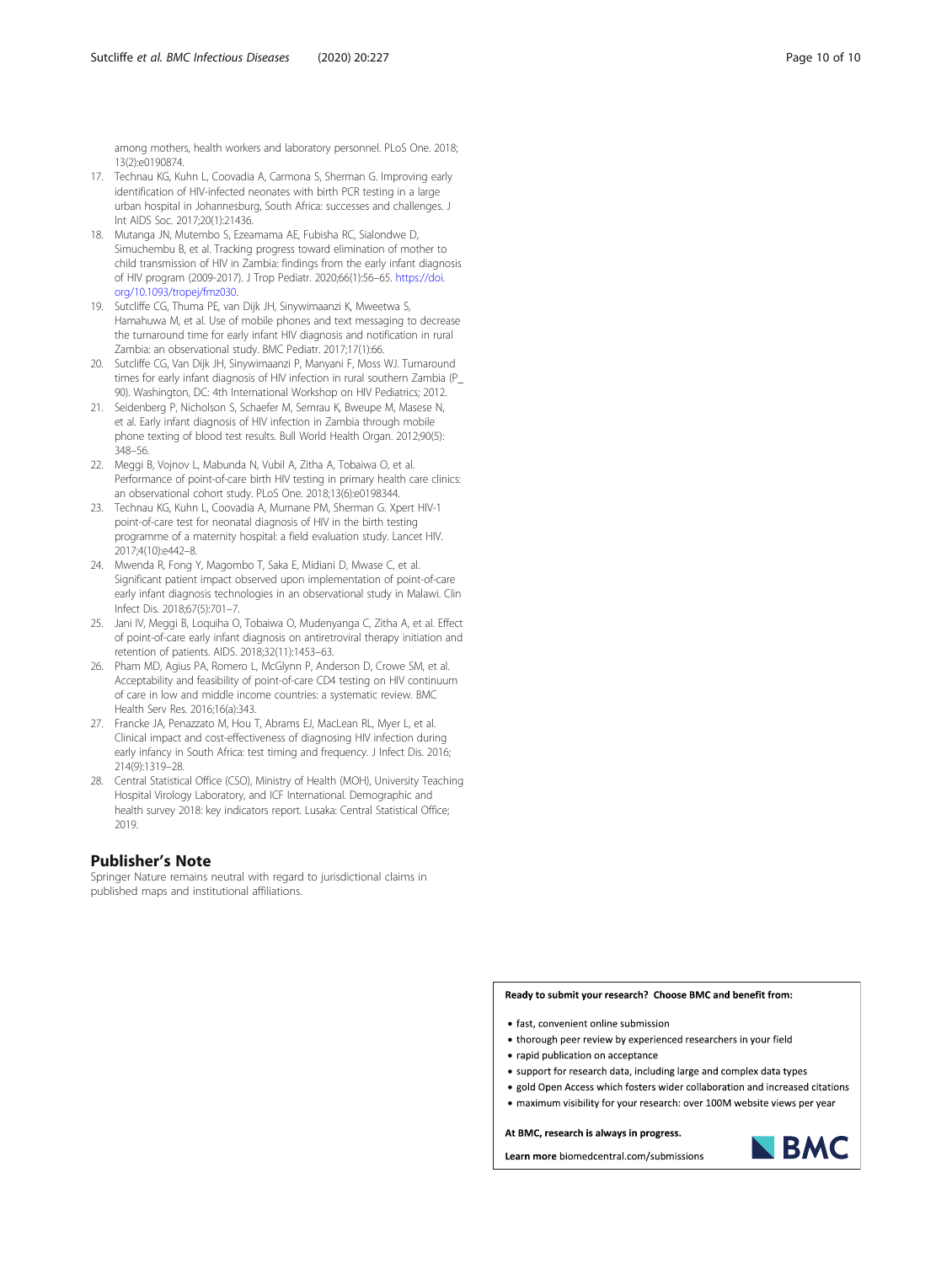among mothers, health workers and laboratory personnel. PLoS One. 2018;13(2):e0190874.

17. Technau KG, Kuhn L, Coovadia A, Carmona S, Sherman G. Improving early identification of HIV-infected neonates with birth PCR testing in a large urban hospital in Johannesburg, South Africa: successes and challenges. J Int AIDS Soc. 2017;20(1):21436.
18. Mutanga JN, Mutembo S, Ezeamama AE, Fubisha RC, Sialondwe D, Simuchembu B, et al. Tracking progress toward elimination of mother to child transmission of HIV in Zambia: findings from the early infant diagnosis of HIV program (2009-2017). J Trop Pediatr. 2020;66(1):56–65. https://doi.org/10.1093/tropej/fmz030.
19. Sutcliffe CG, Thuma PE, van Dijk JH, Sinywimaanzi K, Mweetwa S, Hamahuwa M, et al. Use of mobile phones and text messaging to decrease the turnaround time for early infant HIV diagnosis and notification in rural Zambia: an observational study. BMC Pediatr. 2017;17(1):66.
20. Sutcliffe CG, Van Dijk JH, Sinywimaanzi P, Manyani F, Moss WJ. Turnaround times for early infant diagnosis of HIV infection in rural southern Zambia (P_90). Washington, DC: 4th International Workshop on HIV Pediatrics; 2012.
21. Seidenberg P, Nicholson S, Schaefer M, Semrau K, Bweupe M, Masese N, et al. Early infant diagnosis of HIV infection in Zambia through mobile phone texting of blood test results. Bull World Health Organ. 2012;90(5):348–56.
22. Meggi B, Vojnov L, Mabunda N, Vubil A, Zitha A, Tobaiwa O, et al. Performance of point-of-care birth HIV testing in primary health care clinics: an observational cohort study. PLoS One. 2018;13(6):e0198344.
23. Technau KG, Kuhn L, Coovadia A, Murnane PM, Sherman G. Xpert HIV-1 point-of-care test for neonatal diagnosis of HIV in the birth testing programme of a maternity hospital: a field evaluation study. Lancet HIV. 2017;4(10):e442–8.
24. Mwenda R, Fong Y, Magombo T, Saka E, Midiani D, Mwase C, et al. Significant patient impact observed upon implementation of point-of-care early infant diagnosis technologies in an observational study in Malawi. Clin Infect Dis. 2018;67(5):701–7.
25. Jani IV, Meggi B, Loquiha O, Tobaiwa O, Mudenyanga C, Zitha A, et al. Effect of point-of-care early infant diagnosis on antiretroviral therapy initiation and retention of patients. AIDS. 2018;32(11):1453–63.
26. Pham MD, Agius PA, Romero L, McGlynn P, Anderson D, Crowe SM, et al. Acceptability and feasibility of point-of-care CD4 testing on HIV continuum of care in low and middle income countries: a systematic review. BMC Health Serv Res. 2016;16(a):343.
27. Francke JA, Penazzato M, Hou T, Abrams EJ, MacLean RL, Myer L, et al. Clinical impact and cost-effectiveness of diagnosing HIV infection during early infancy in South Africa: test timing and frequency. J Infect Dis. 2016;214(9):1319–28.
28. Central Statistical Office (CSO), Ministry of Health (MOH), University Teaching Hospital Virology Laboratory, and ICF International. Demographic and health survey 2018: key indicators report. Lusaka: Central Statistical Office; 2019.

## Publisher's Note

Springer Nature remains neutral with regard to jurisdictional claims in published maps and institutional affiliations.

**Ready to submit your research? Choose BMC and benefit from:**

- fast, convenient online submission
- thorough peer review by experienced researchers in your field
- rapid publication on acceptance
- support for research data, including large and complex data types
- gold Open Access which fosters wider collaboration and increased citations
- maximum visibility for your research: over 100M website views per year

**At BMC, research is always in progress.**

**Learn more** biomedcentral.com/submissions

BMC